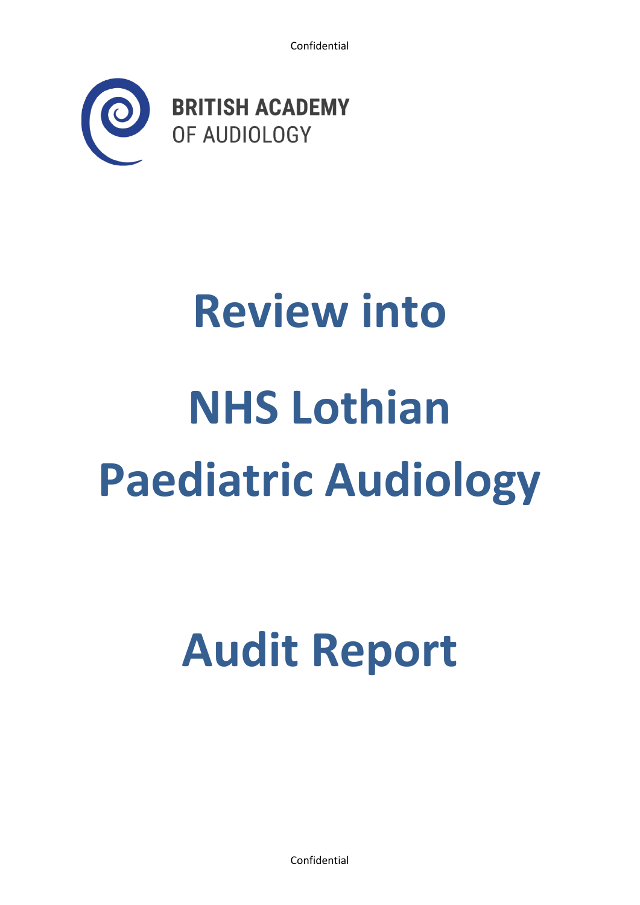Confidential

BRITISH ACADEMY OF AUDIOLOGY

# Review into NHS Lothian Paediatric Audiology

# Audit Report

Confidential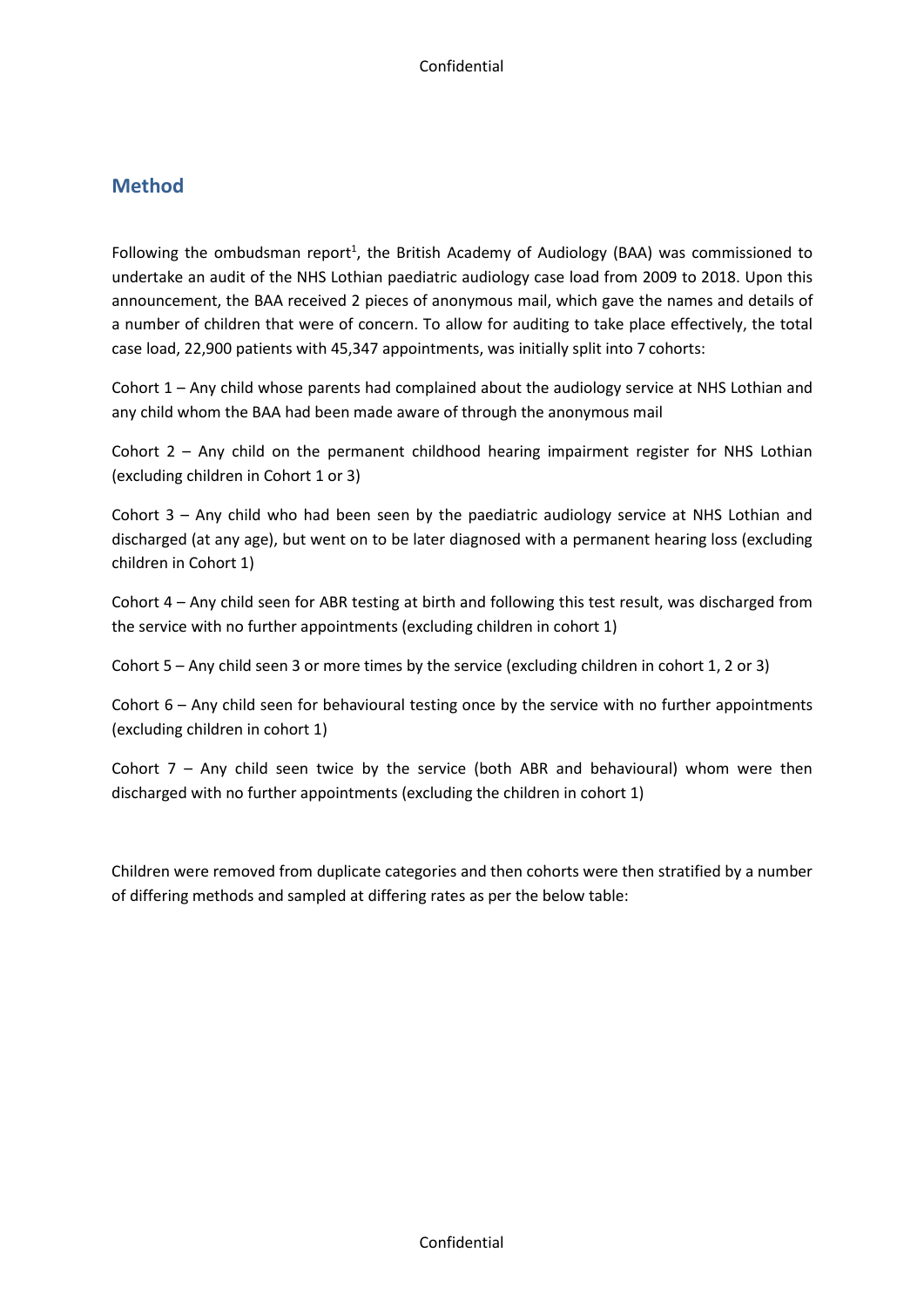## Method

Following the ombudsman report[1], the British Academy of Audiology (BAA) was commissioned to undertake an audit of the NHS Lothian paediatric audiology case load from 2009 to 2018. Upon this announcement, the BAA received 2 pieces of anonymous mail, which gave the names and details of a number of children that were of concern. To allow for auditing to take place effectively, the total case load, 22,900 patients with 45,347 appointments, was initially split into 7 cohorts:

Cohort 1 – Any child whose parents had complained about the audiology service at NHS Lothian and any child whom the BAA had been made aware of through the anonymous mail

Cohort 2 – Any child on the permanent childhood hearing impairment register for NHS Lothian (excluding children in Cohort 1 or 3)

Cohort 3 – Any child who had been seen by the paediatric audiology service at NHS Lothian and discharged (at any age), but went on to be later diagnosed with a permanent hearing loss (excluding children in Cohort 1)

Cohort 4 – Any child seen for ABR testing at birth and following this test result, was discharged from the service with no further appointments (excluding children in cohort 1)

Cohort 5 – Any child seen 3 or more times by the service (excluding children in cohort 1, 2 or 3)

Cohort 6 – Any child seen for behavioural testing once by the service with no further appointments (excluding children in cohort 1)

Cohort 7 – Any child seen twice by the service (both ABR and behavioural) whom were then discharged with no further appointments (excluding the children in cohort 1)

Children were removed from duplicate categories and then cohorts were then stratified by a number of differing methods and sampled at differing rates as per the below table: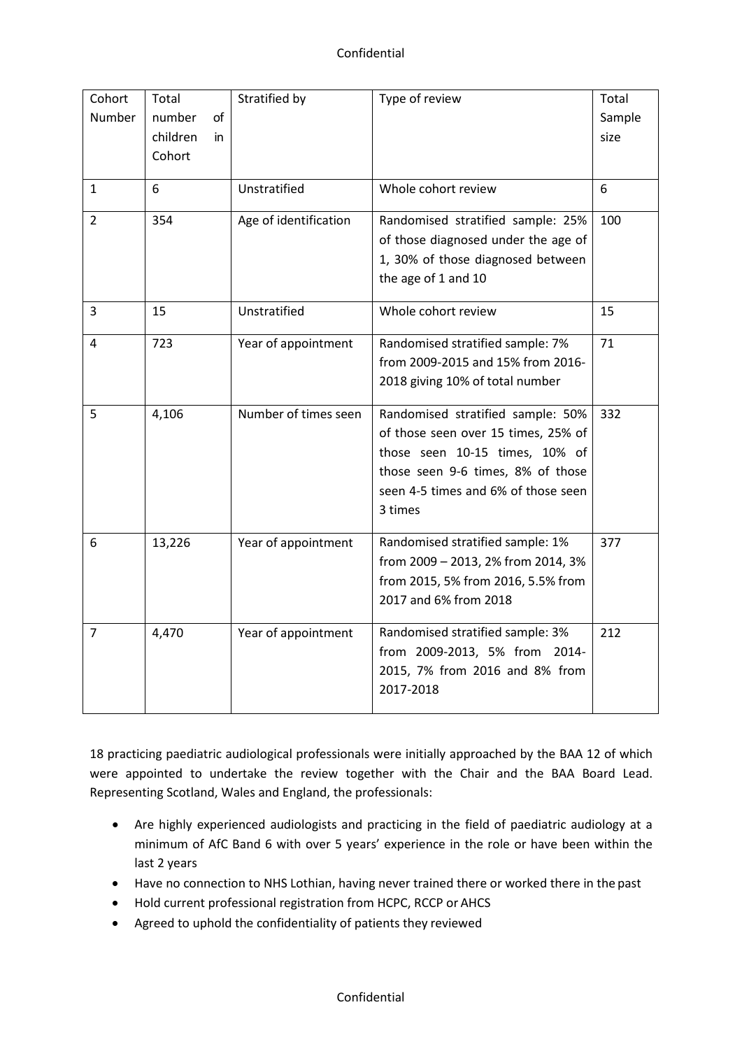| Cohort Number | Total number of children in Cohort | Stratified by | Type of review | Total Sample size |
|---|---|---|---|---|
| 1 | 6 | Unstratified | Whole cohort review | 6 |
| 2 | 354 | Age of identification | Randomised stratified sample: 25% of those diagnosed under the age of 1, 30% of those diagnosed between the age of 1 and 10 | 100 |
| 3 | 15 | Unstratified | Whole cohort review | 15 |
| 4 | 723 | Year of appointment | Randomised stratified sample: 7% from 2009-2015 and 15% from 2016-2018 giving 10% of total number | 71 |
| 5 | 4,106 | Number of times seen | Randomised stratified sample: 50% of those seen over 15 times, 25% of those seen 10-15 times, 10% of those seen 9-6 times, 8% of those seen 4-5 times and 6% of those seen 3 times | 332 |
| 6 | 13,226 | Year of appointment | Randomised stratified sample: 1% from 2009 – 2013, 2% from 2014, 3% from 2015, 5% from 2016, 5.5% from 2017 and 6% from 2018 | 377 |
| 7 | 4,470 | Year of appointment | Randomised stratified sample: 3% from 2009-2013, 5% from 2014-2015, 7% from 2016 and 8% from 2017-2018 | 212 |

18 practicing paediatric audiological professionals were initially approached by the BAA 12 of which were appointed to undertake the review together with the Chair and the BAA Board Lead. Representing Scotland, Wales and England, the professionals:

- Are highly experienced audiologists and practicing in the field of paediatric audiology at a minimum of AfC Band 6 with over 5 years' experience in the role or have been within the last 2 years
- Have no connection to NHS Lothian, having never trained there or worked there in the past
- Hold current professional registration from HCPC, RCCP or AHCS
- Agreed to uphold the confidentiality of patients they reviewed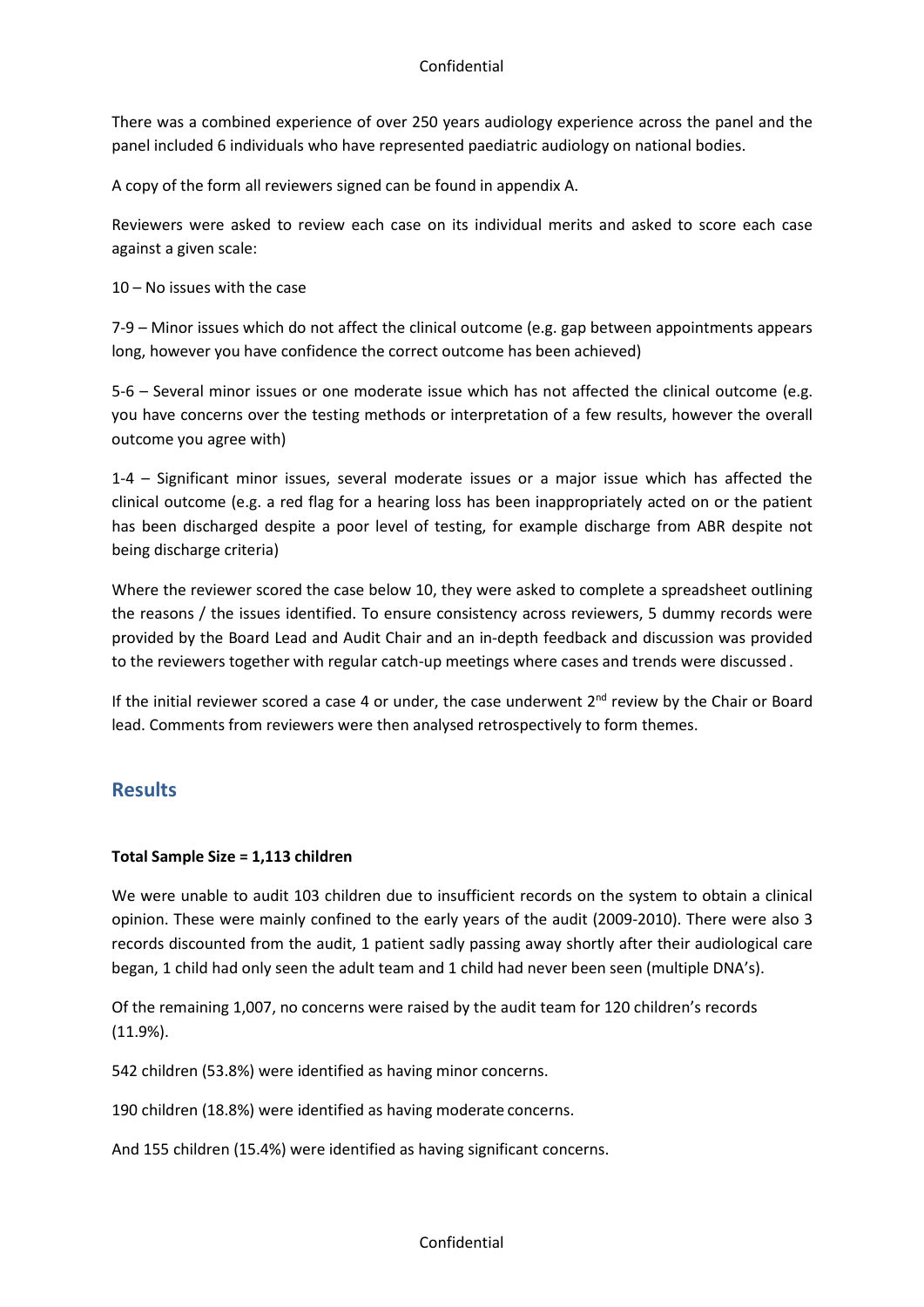There was a combined experience of over 250 years audiology experience across the panel and the panel included 6 individuals who have represented paediatric audiology on national bodies.

A copy of the form all reviewers signed can be found in appendix A.

Reviewers were asked to review each case on its individual merits and asked to score each case against a given scale:

10 – No issues with the case

7-9 – Minor issues which do not affect the clinical outcome (e.g. gap between appointments appears long, however you have confidence the correct outcome has been achieved)

5-6 – Several minor issues or one moderate issue which has not affected the clinical outcome (e.g. you have concerns over the testing methods or interpretation of a few results, however the overall outcome you agree with)

1-4 – Significant minor issues, several moderate issues or a major issue which has affected the clinical outcome (e.g. a red flag for a hearing loss has been inappropriately acted on or the patient has been discharged despite a poor level of testing, for example discharge from ABR despite not being discharge criteria)

Where the reviewer scored the case below 10, they were asked to complete a spreadsheet outlining the reasons / the issues identified. To ensure consistency across reviewers, 5 dummy records were provided by the Board Lead and Audit Chair and an in-depth feedback and discussion was provided to the reviewers together with regular catch-up meetings where cases and trends were discussed.

If the initial reviewer scored a case 4 or under, the case underwent 2nd review by the Chair or Board lead. Comments from reviewers were then analysed retrospectively to form themes.

## Results

**Total Sample Size = 1,113 children**

We were unable to audit 103 children due to insufficient records on the system to obtain a clinical opinion. These were mainly confined to the early years of the audit (2009-2010). There were also 3 records discounted from the audit, 1 patient sadly passing away shortly after their audiological care began, 1 child had only seen the adult team and 1 child had never been seen (multiple DNA's).

Of the remaining 1,007, no concerns were raised by the audit team for 120 children's records (11.9%).

542 children (53.8%) were identified as having minor concerns.

190 children (18.8%) were identified as having moderate concerns.

And 155 children (15.4%) were identified as having significant concerns.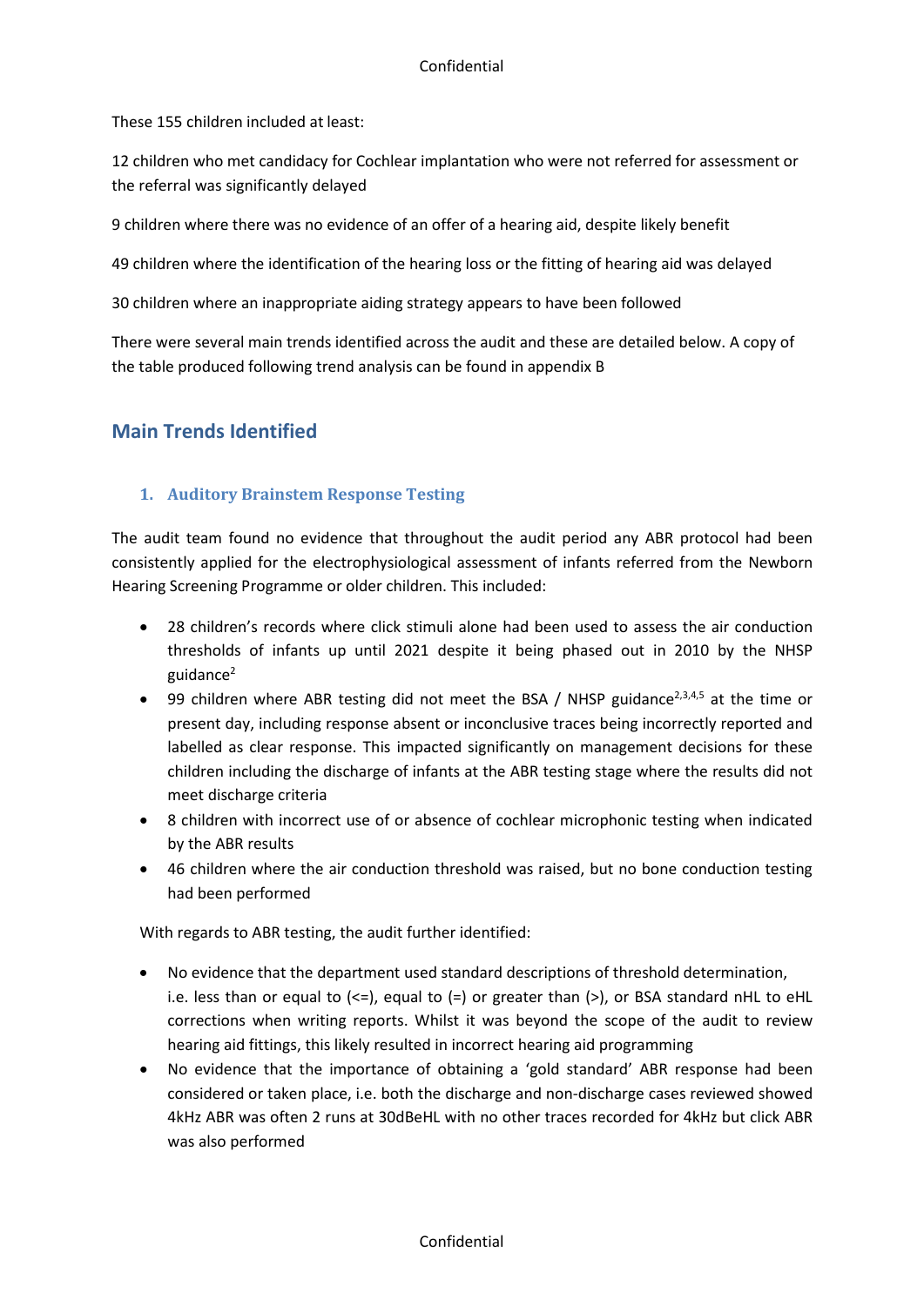These 155 children included at least:

12 children who met candidacy for Cochlear implantation who were not referred for assessment or the referral was significantly delayed

9 children where there was no evidence of an offer of a hearing aid, despite likely benefit

49 children where the identification of the hearing loss or the fitting of hearing aid was delayed

30 children where an inappropriate aiding strategy appears to have been followed

There were several main trends identified across the audit and these are detailed below. A copy of the table produced following trend analysis can be found in appendix B

## Main Trends Identified

### 1. Auditory Brainstem Response Testing

The audit team found no evidence that throughout the audit period any ABR protocol had been consistently applied for the electrophysiological assessment of infants referred from the Newborn Hearing Screening Programme or older children. This included:

- 28 children's records where click stimuli alone had been used to assess the air conduction thresholds of infants up until 2021 despite it being phased out in 2010 by the NHSP guidance[2]
- 99 children where ABR testing did not meet the BSA / NHSP guidance[2,3,4,5] at the time or present day, including response absent or inconclusive traces being incorrectly reported and labelled as clear response. This impacted significantly on management decisions for these children including the discharge of infants at the ABR testing stage where the results did not meet discharge criteria
- 8 children with incorrect use of or absence of cochlear microphonic testing when indicated by the ABR results
- 46 children where the air conduction threshold was raised, but no bone conduction testing had been performed

With regards to ABR testing, the audit further identified:

- No evidence that the department used standard descriptions of threshold determination, i.e. less than or equal to (<=), equal to (=) or greater than (>), or BSA standard nHL to eHL corrections when writing reports. Whilst it was beyond the scope of the audit to review hearing aid fittings, this likely resulted in incorrect hearing aid programming
- No evidence that the importance of obtaining a 'gold standard' ABR response had been considered or taken place, i.e. both the discharge and non-discharge cases reviewed showed 4kHz ABR was often 2 runs at 30dBeHL with no other traces recorded for 4kHz but click ABR was also performed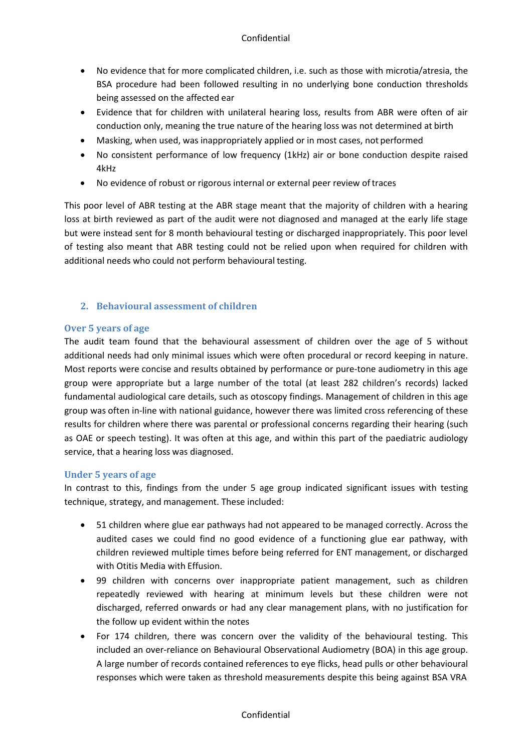- No evidence that for more complicated children, i.e. such as those with microtia/atresia, the BSA procedure had been followed resulting in no underlying bone conduction thresholds being assessed on the affected ear
- Evidence that for children with unilateral hearing loss, results from ABR were often of air conduction only, meaning the true nature of the hearing loss was not determined at birth
- Masking, when used, was inappropriately applied or in most cases, not performed
- No consistent performance of low frequency (1kHz) air or bone conduction despite raised 4kHz
- No evidence of robust or rigorous internal or external peer review of traces

This poor level of ABR testing at the ABR stage meant that the majority of children with a hearing loss at birth reviewed as part of the audit were not diagnosed and managed at the early life stage but were instead sent for 8 month behavioural testing or discharged inappropriately. This poor level of testing also meant that ABR testing could not be relied upon when required for children with additional needs who could not perform behavioural testing.

## 2. Behavioural assessment of children

### Over 5 years of age

The audit team found that the behavioural assessment of children over the age of 5 without additional needs had only minimal issues which were often procedural or record keeping in nature. Most reports were concise and results obtained by performance or pure-tone audiometry in this age group were appropriate but a large number of the total (at least 282 children's records) lacked fundamental audiological care details, such as otoscopy findings. Management of children in this age group was often in-line with national guidance, however there was limited cross referencing of these results for children where there was parental or professional concerns regarding their hearing (such as OAE or speech testing). It was often at this age, and within this part of the paediatric audiology service, that a hearing loss was diagnosed.

### Under 5 years of age

In contrast to this, findings from the under 5 age group indicated significant issues with testing technique, strategy, and management. These included:

- 51 children where glue ear pathways had not appeared to be managed correctly. Across the audited cases we could find no good evidence of a functioning glue ear pathway, with children reviewed multiple times before being referred for ENT management, or discharged with Otitis Media with Effusion.
- 99 children with concerns over inappropriate patient management, such as children repeatedly reviewed with hearing at minimum levels but these children were not discharged, referred onwards or had any clear management plans, with no justification for the follow up evident within the notes
- For 174 children, there was concern over the validity of the behavioural testing. This included an over-reliance on Behavioural Observational Audiometry (BOA) in this age group. A large number of records contained references to eye flicks, head pulls or other behavioural responses which were taken as threshold measurements despite this being against BSA VRA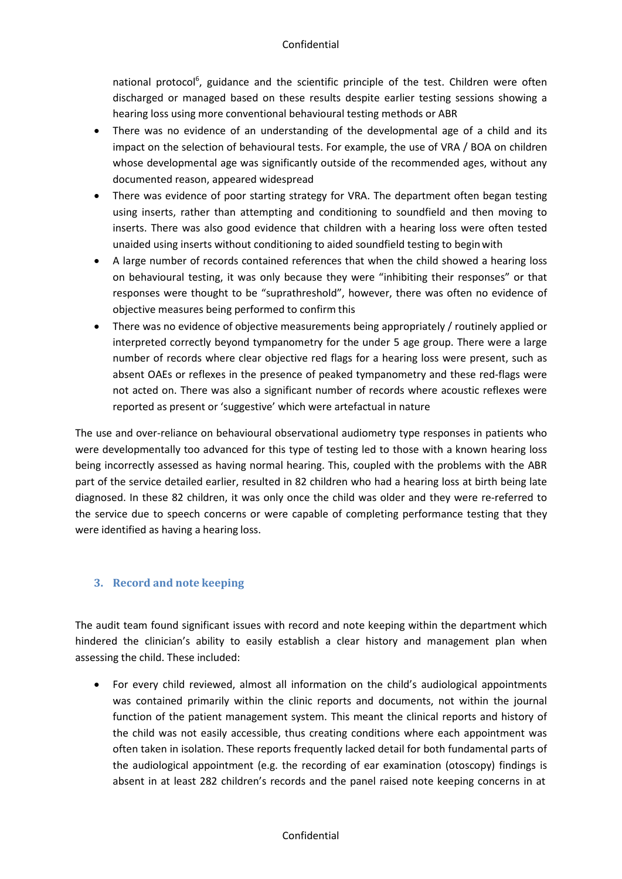national protocol[6], guidance and the scientific principle of the test. Children were often discharged or managed based on these results despite earlier testing sessions showing a hearing loss using more conventional behavioural testing methods or ABR

- There was no evidence of an understanding of the developmental age of a child and its impact on the selection of behavioural tests. For example, the use of VRA / BOA on children whose developmental age was significantly outside of the recommended ages, without any documented reason, appeared widespread
- There was evidence of poor starting strategy for VRA. The department often began testing using inserts, rather than attempting and conditioning to soundfield and then moving to inserts. There was also good evidence that children with a hearing loss were often tested unaided using inserts without conditioning to aided soundfield testing to begin with
- A large number of records contained references that when the child showed a hearing loss on behavioural testing, it was only because they were "inhibiting their responses" or that responses were thought to be "suprathreshold", however, there was often no evidence of objective measures being performed to confirm this
- There was no evidence of objective measurements being appropriately / routinely applied or interpreted correctly beyond tympanometry for the under 5 age group. There were a large number of records where clear objective red flags for a hearing loss were present, such as absent OAEs or reflexes in the presence of peaked tympanometry and these red-flags were not acted on. There was also a significant number of records where acoustic reflexes were reported as present or 'suggestive' which were artefactual in nature

The use and over-reliance on behavioural observational audiometry type responses in patients who were developmentally too advanced for this type of testing led to those with a known hearing loss being incorrectly assessed as having normal hearing. This, coupled with the problems with the ABR part of the service detailed earlier, resulted in 82 children who had a hearing loss at birth being late diagnosed. In these 82 children, it was only once the child was older and they were re-referred to the service due to speech concerns or were capable of completing performance testing that they were identified as having a hearing loss.

## 3. Record and note keeping

The audit team found significant issues with record and note keeping within the department which hindered the clinician's ability to easily establish a clear history and management plan when assessing the child. These included:

- For every child reviewed, almost all information on the child's audiological appointments was contained primarily within the clinic reports and documents, not within the journal function of the patient management system. This meant the clinical reports and history of the child was not easily accessible, thus creating conditions where each appointment was often taken in isolation. These reports frequently lacked detail for both fundamental parts of the audiological appointment (e.g. the recording of ear examination (otoscopy) findings is absent in at least 282 children's records and the panel raised note keeping concerns in at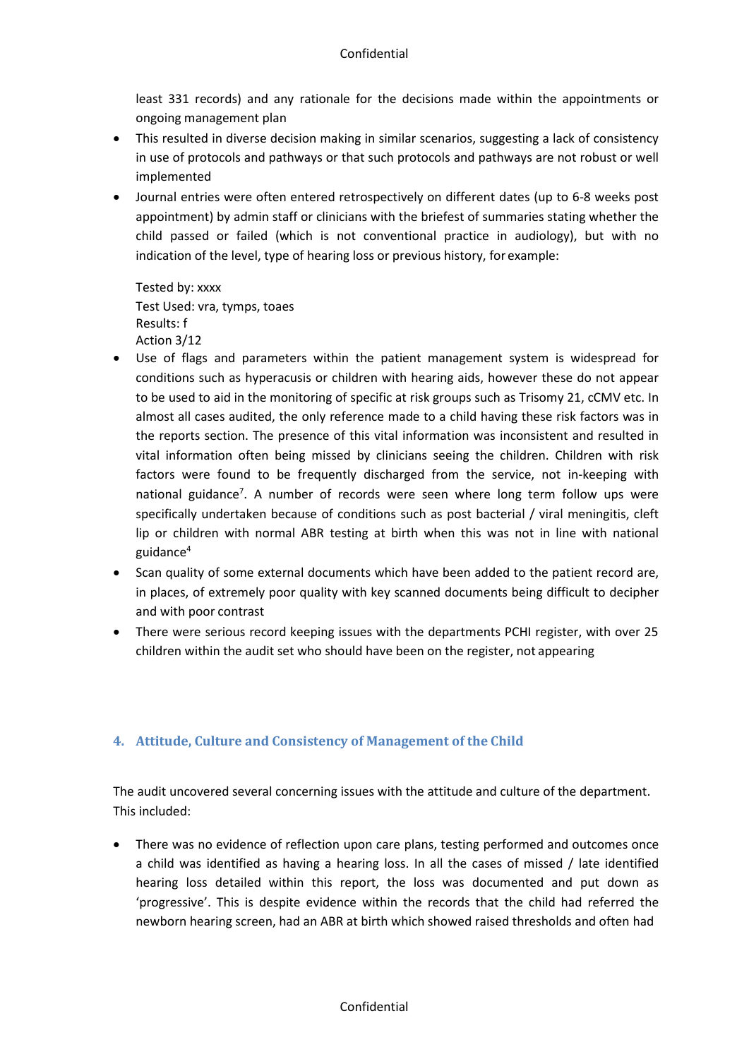least 331 records) and any rationale for the decisions made within the appointments or ongoing management plan

- This resulted in diverse decision making in similar scenarios, suggesting a lack of consistency in use of protocols and pathways or that such protocols and pathways are not robust or well implemented
- Journal entries were often entered retrospectively on different dates (up to 6-8 weeks post appointment) by admin staff or clinicians with the briefest of summaries stating whether the child passed or failed (which is not conventional practice in audiology), but with no indication of the level, type of hearing loss or previous history, for example:

  Tested by: xxxx
  Test Used: vra, tymps, toaes
  Results: f
  Action 3/12

- Use of flags and parameters within the patient management system is widespread for conditions such as hyperacusis or children with hearing aids, however these do not appear to be used to aid in the monitoring of specific at risk groups such as Trisomy 21, cCMV etc. In almost all cases audited, the only reference made to a child having these risk factors was in the reports section. The presence of this vital information was inconsistent and resulted in vital information often being missed by clinicians seeing the children. Children with risk factors were found to be frequently discharged from the service, not in-keeping with national guidance[7]. A number of records were seen where long term follow ups were specifically undertaken because of conditions such as post bacterial / viral meningitis, cleft lip or children with normal ABR testing at birth when this was not in line with national guidance[4]
- Scan quality of some external documents which have been added to the patient record are, in places, of extremely poor quality with key scanned documents being difficult to decipher and with poor contrast
- There were serious record keeping issues with the departments PCHI register, with over 25 children within the audit set who should have been on the register, not appearing

## 4. Attitude, Culture and Consistency of Management of the Child

The audit uncovered several concerning issues with the attitude and culture of the department. This included:

- There was no evidence of reflection upon care plans, testing performed and outcomes once a child was identified as having a hearing loss. In all the cases of missed / late identified hearing loss detailed within this report, the loss was documented and put down as 'progressive'. This is despite evidence within the records that the child had referred the newborn hearing screen, had an ABR at birth which showed raised thresholds and often had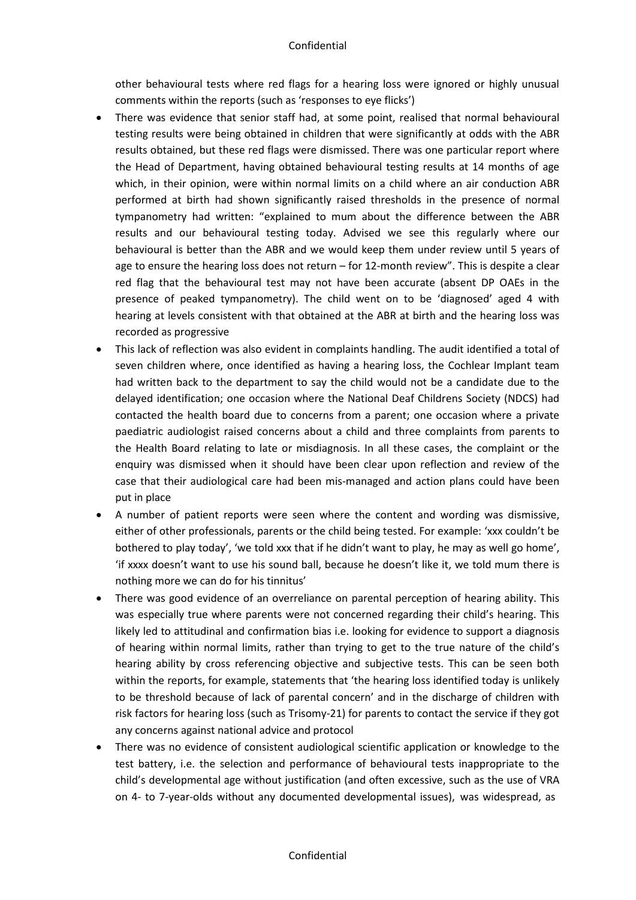other behavioural tests where red flags for a hearing loss were ignored or highly unusual comments within the reports (such as 'responses to eye flicks')

- There was evidence that senior staff had, at some point, realised that normal behavioural testing results were being obtained in children that were significantly at odds with the ABR results obtained, but these red flags were dismissed. There was one particular report where the Head of Department, having obtained behavioural testing results at 14 months of age which, in their opinion, were within normal limits on a child where an air conduction ABR performed at birth had shown significantly raised thresholds in the presence of normal tympanometry had written: "explained to mum about the difference between the ABR results and our behavioural testing today. Advised we see this regularly where our behavioural is better than the ABR and we would keep them under review until 5 years of age to ensure the hearing loss does not return – for 12-month review". This is despite a clear red flag that the behavioural test may not have been accurate (absent DP OAEs in the presence of peaked tympanometry). The child went on to be 'diagnosed' aged 4 with hearing at levels consistent with that obtained at the ABR at birth and the hearing loss was recorded as progressive
- This lack of reflection was also evident in complaints handling. The audit identified a total of seven children where, once identified as having a hearing loss, the Cochlear Implant team had written back to the department to say the child would not be a candidate due to the delayed identification; one occasion where the National Deaf Childrens Society (NDCS) had contacted the health board due to concerns from a parent; one occasion where a private paediatric audiologist raised concerns about a child and three complaints from parents to the Health Board relating to late or misdiagnosis. In all these cases, the complaint or the enquiry was dismissed when it should have been clear upon reflection and review of the case that their audiological care had been mis-managed and action plans could have been put in place
- A number of patient reports were seen where the content and wording was dismissive, either of other professionals, parents or the child being tested. For example: 'xxx couldn't be bothered to play today', 'we told xxx that if he didn't want to play, he may as well go home', 'if xxxx doesn't want to use his sound ball, because he doesn't like it, we told mum there is nothing more we can do for his tinnitus'
- There was good evidence of an overreliance on parental perception of hearing ability. This was especially true where parents were not concerned regarding their child's hearing. This likely led to attitudinal and confirmation bias i.e. looking for evidence to support a diagnosis of hearing within normal limits, rather than trying to get to the true nature of the child's hearing ability by cross referencing objective and subjective tests. This can be seen both within the reports, for example, statements that 'the hearing loss identified today is unlikely to be threshold because of lack of parental concern' and in the discharge of children with risk factors for hearing loss (such as Trisomy-21) for parents to contact the service if they got any concerns against national advice and protocol
- There was no evidence of consistent audiological scientific application or knowledge to the test battery, i.e. the selection and performance of behavioural tests inappropriate to the child's developmental age without justification (and often excessive, such as the use of VRA on 4- to 7-year-olds without any documented developmental issues), was widespread, as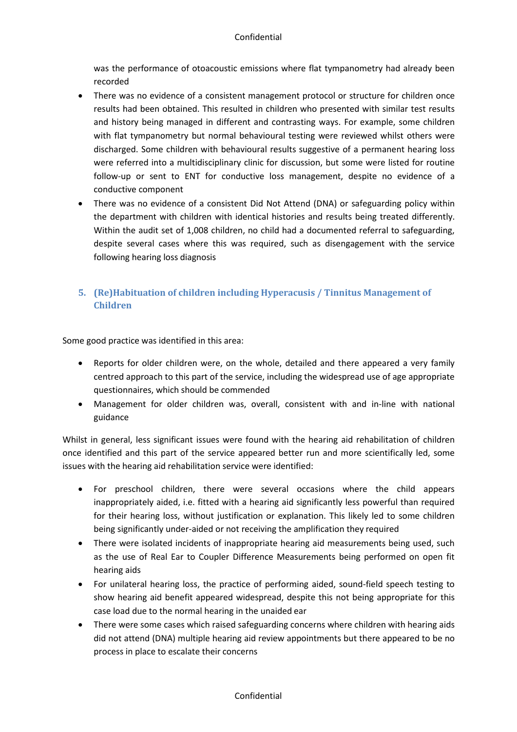was the performance of otoacoustic emissions where flat tympanometry had already been recorded

- There was no evidence of a consistent management protocol or structure for children once results had been obtained. This resulted in children who presented with similar test results and history being managed in different and contrasting ways. For example, some children with flat tympanometry but normal behavioural testing were reviewed whilst others were discharged. Some children with behavioural results suggestive of a permanent hearing loss were referred into a multidisciplinary clinic for discussion, but some were listed for routine follow-up or sent to ENT for conductive loss management, despite no evidence of a conductive component
- There was no evidence of a consistent Did Not Attend (DNA) or safeguarding policy within the department with children with identical histories and results being treated differently. Within the audit set of 1,008 children, no child had a documented referral to safeguarding, despite several cases where this was required, such as disengagement with the service following hearing loss diagnosis

## 5. (Re)Habituation of children including Hyperacusis / Tinnitus Management of Children

Some good practice was identified in this area:

- Reports for older children were, on the whole, detailed and there appeared a very family centred approach to this part of the service, including the widespread use of age appropriate questionnaires, which should be commended
- Management for older children was, overall, consistent with and in-line with national guidance

Whilst in general, less significant issues were found with the hearing aid rehabilitation of children once identified and this part of the service appeared better run and more scientifically led, some issues with the hearing aid rehabilitation service were identified:

- For preschool children, there were several occasions where the child appears inappropriately aided, i.e. fitted with a hearing aid significantly less powerful than required for their hearing loss, without justification or explanation. This likely led to some children being significantly under-aided or not receiving the amplification they required
- There were isolated incidents of inappropriate hearing aid measurements being used, such as the use of Real Ear to Coupler Difference Measurements being performed on open fit hearing aids
- For unilateral hearing loss, the practice of performing aided, sound-field speech testing to show hearing aid benefit appeared widespread, despite this not being appropriate for this case load due to the normal hearing in the unaided ear
- There were some cases which raised safeguarding concerns where children with hearing aids did not attend (DNA) multiple hearing aid review appointments but there appeared to be no process in place to escalate their concerns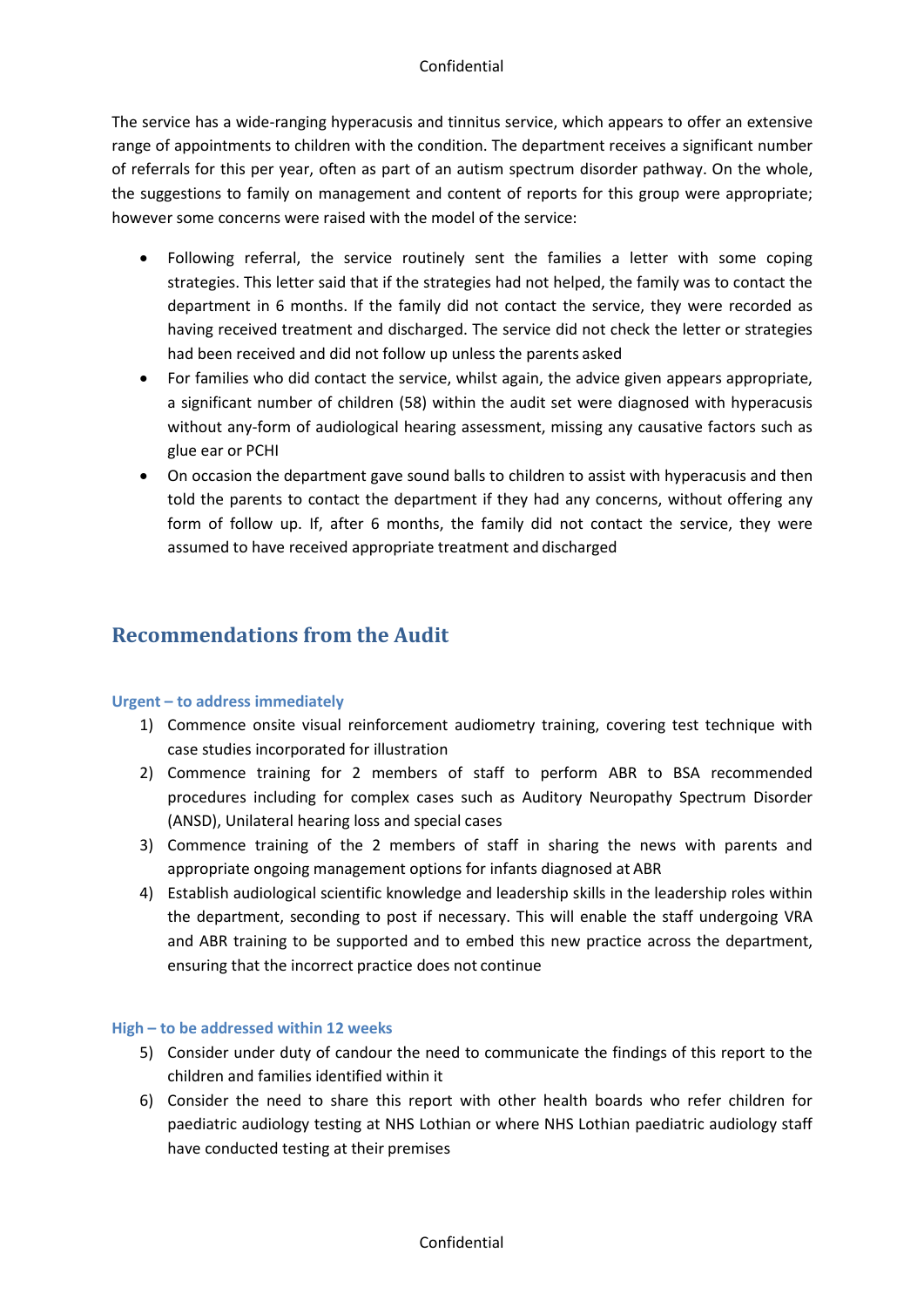The service has a wide-ranging hyperacusis and tinnitus service, which appears to offer an extensive range of appointments to children with the condition. The department receives a significant number of referrals for this per year, often as part of an autism spectrum disorder pathway. On the whole, the suggestions to family on management and content of reports for this group were appropriate; however some concerns were raised with the model of the service:

- Following referral, the service routinely sent the families a letter with some coping strategies. This letter said that if the strategies had not helped, the family was to contact the department in 6 months. If the family did not contact the service, they were recorded as having received treatment and discharged. The service did not check the letter or strategies had been received and did not follow up unless the parents asked
- For families who did contact the service, whilst again, the advice given appears appropriate, a significant number of children (58) within the audit set were diagnosed with hyperacusis without any-form of audiological hearing assessment, missing any causative factors such as glue ear or PCHI
- On occasion the department gave sound balls to children to assist with hyperacusis and then told the parents to contact the department if they had any concerns, without offering any form of follow up. If, after 6 months, the family did not contact the service, they were assumed to have received appropriate treatment and discharged

## Recommendations from the Audit

### Urgent – to address immediately

1) Commence onsite visual reinforcement audiometry training, covering test technique with case studies incorporated for illustration
2) Commence training for 2 members of staff to perform ABR to BSA recommended procedures including for complex cases such as Auditory Neuropathy Spectrum Disorder (ANSD), Unilateral hearing loss and special cases
3) Commence training of the 2 members of staff in sharing the news with parents and appropriate ongoing management options for infants diagnosed at ABR
4) Establish audiological scientific knowledge and leadership skills in the leadership roles within the department, seconding to post if necessary. This will enable the staff undergoing VRA and ABR training to be supported and to embed this new practice across the department, ensuring that the incorrect practice does not continue

### High – to be addressed within 12 weeks

5) Consider under duty of candour the need to communicate the findings of this report to the children and families identified within it
6) Consider the need to share this report with other health boards who refer children for paediatric audiology testing at NHS Lothian or where NHS Lothian paediatric audiology staff have conducted testing at their premises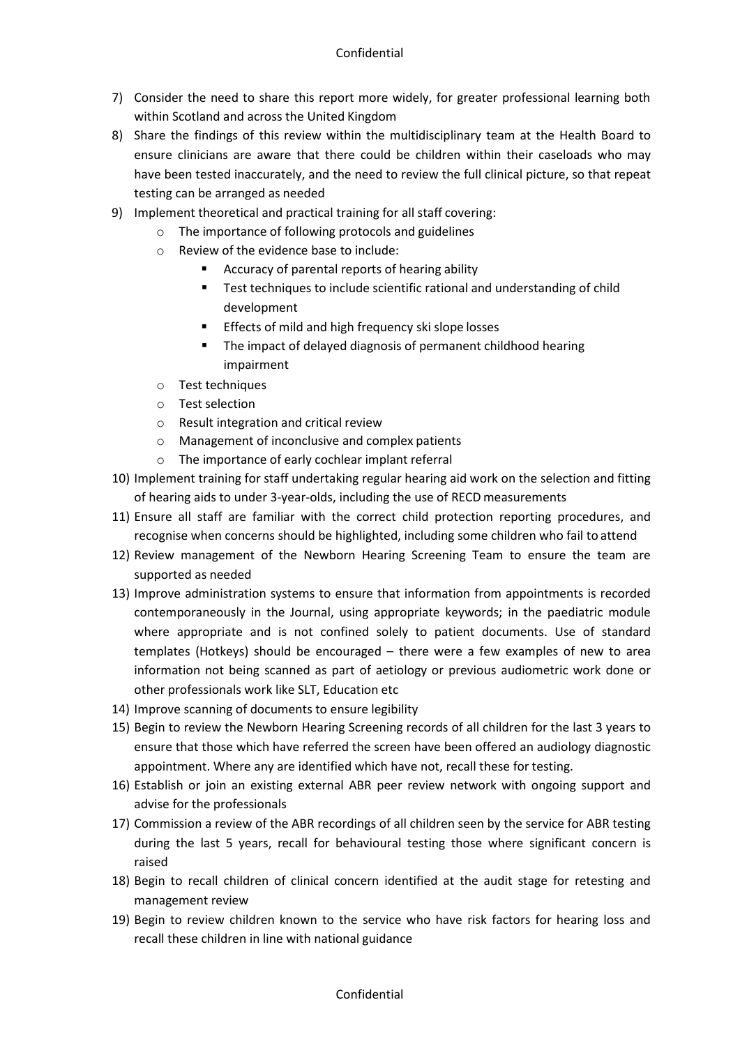7) Consider the need to share this report more widely, for greater professional learning both within Scotland and across the United Kingdom
8) Share the findings of this review within the multidisciplinary team at the Health Board to ensure clinicians are aware that there could be children within their caseloads who may have been tested inaccurately, and the need to review the full clinical picture, so that repeat testing can be arranged as needed
9) Implement theoretical and practical training for all staff covering:
   - The importance of following protocols and guidelines
   - Review of the evidence base to include:
     - Accuracy of parental reports of hearing ability
     - Test techniques to include scientific rational and understanding of child development
     - Effects of mild and high frequency ski slope losses
     - The impact of delayed diagnosis of permanent childhood hearing impairment
   - Test techniques
   - Test selection
   - Result integration and critical review
   - Management of inconclusive and complex patients
   - The importance of early cochlear implant referral
10) Implement training for staff undertaking regular hearing aid work on the selection and fitting of hearing aids to under 3-year-olds, including the use of RECD measurements
11) Ensure all staff are familiar with the correct child protection reporting procedures, and recognise when concerns should be highlighted, including some children who fail to attend
12) Review management of the Newborn Hearing Screening Team to ensure the team are supported as needed
13) Improve administration systems to ensure that information from appointments is recorded contemporaneously in the Journal, using appropriate keywords; in the paediatric module where appropriate and is not confined solely to patient documents. Use of standard templates (Hotkeys) should be encouraged – there were a few examples of new to area information not being scanned as part of aetiology or previous audiometric work done or other professionals work like SLT, Education etc
14) Improve scanning of documents to ensure legibility
15) Begin to review the Newborn Hearing Screening records of all children for the last 3 years to ensure that those which have referred the screen have been offered an audiology diagnostic appointment. Where any are identified which have not, recall these for testing.
16) Establish or join an existing external ABR peer review network with ongoing support and advise for the professionals
17) Commission a review of the ABR recordings of all children seen by the service for ABR testing during the last 5 years, recall for behavioural testing those where significant concern is raised
18) Begin to recall children of clinical concern identified at the audit stage for retesting and management review
19) Begin to review children known to the service who have risk factors for hearing loss and recall these children in line with national guidance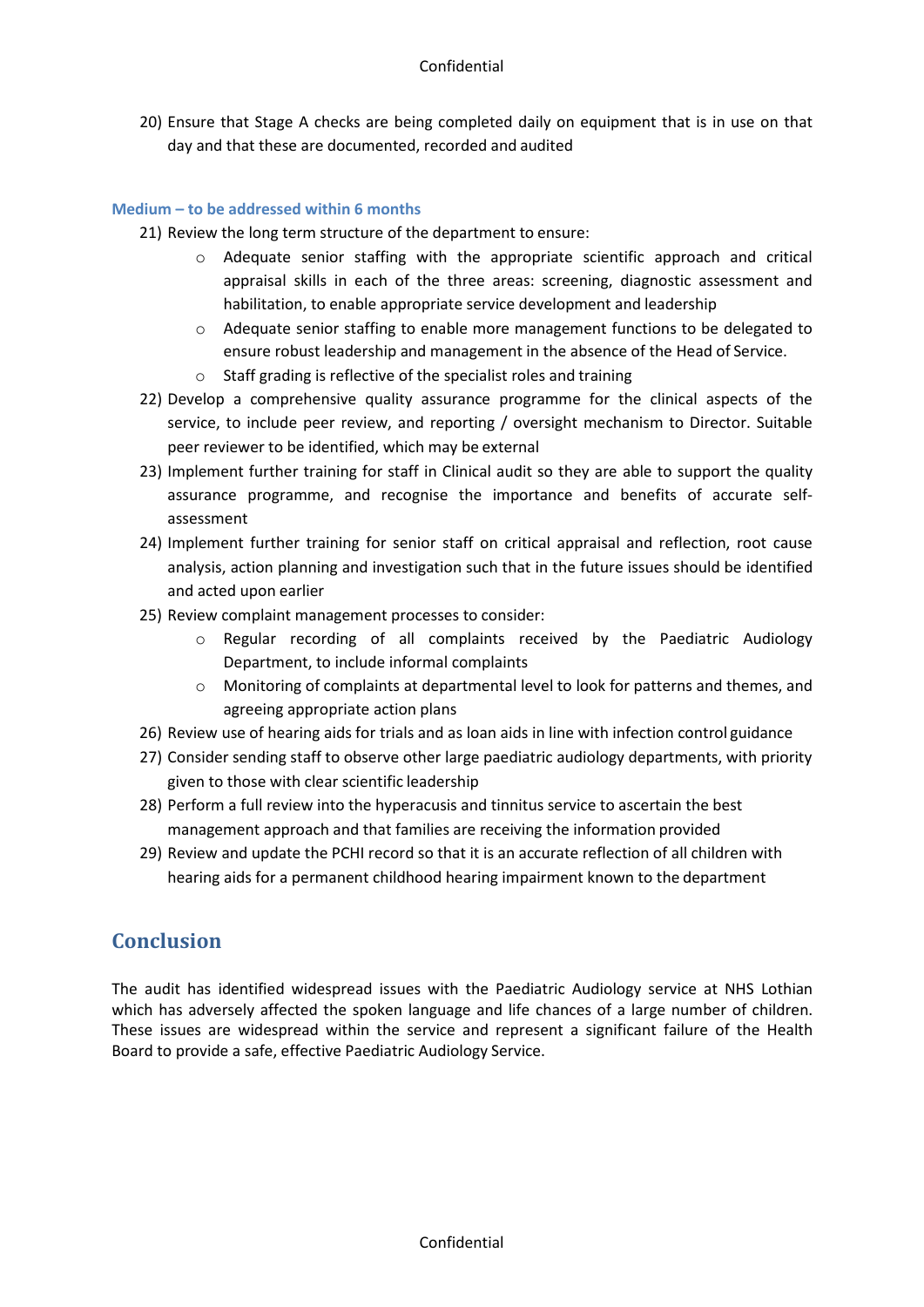20) Ensure that Stage A checks are being completed daily on equipment that is in use on that day and that these are documented, recorded and audited

**Medium – to be addressed within 6 months**

21) Review the long term structure of the department to ensure:
    - Adequate senior staffing with the appropriate scientific approach and critical appraisal skills in each of the three areas: screening, diagnostic assessment and habilitation, to enable appropriate service development and leadership
    - Adequate senior staffing to enable more management functions to be delegated to ensure robust leadership and management in the absence of the Head of Service.
    - Staff grading is reflective of the specialist roles and training
22) Develop a comprehensive quality assurance programme for the clinical aspects of the service, to include peer review, and reporting / oversight mechanism to Director. Suitable peer reviewer to be identified, which may be external
23) Implement further training for staff in Clinical audit so they are able to support the quality assurance programme, and recognise the importance and benefits of accurate self-assessment
24) Implement further training for senior staff on critical appraisal and reflection, root cause analysis, action planning and investigation such that in the future issues should be identified and acted upon earlier
25) Review complaint management processes to consider:
    - Regular recording of all complaints received by the Paediatric Audiology Department, to include informal complaints
    - Monitoring of complaints at departmental level to look for patterns and themes, and agreeing appropriate action plans
26) Review use of hearing aids for trials and as loan aids in line with infection control guidance
27) Consider sending staff to observe other large paediatric audiology departments, with priority given to those with clear scientific leadership
28) Perform a full review into the hyperacusis and tinnitus service to ascertain the best management approach and that families are receiving the information provided
29) Review and update the PCHI record so that it is an accurate reflection of all children with hearing aids for a permanent childhood hearing impairment known to the department

## Conclusion

The audit has identified widespread issues with the Paediatric Audiology service at NHS Lothian which has adversely affected the spoken language and life chances of a large number of children. These issues are widespread within the service and represent a significant failure of the Health Board to provide a safe, effective Paediatric Audiology Service.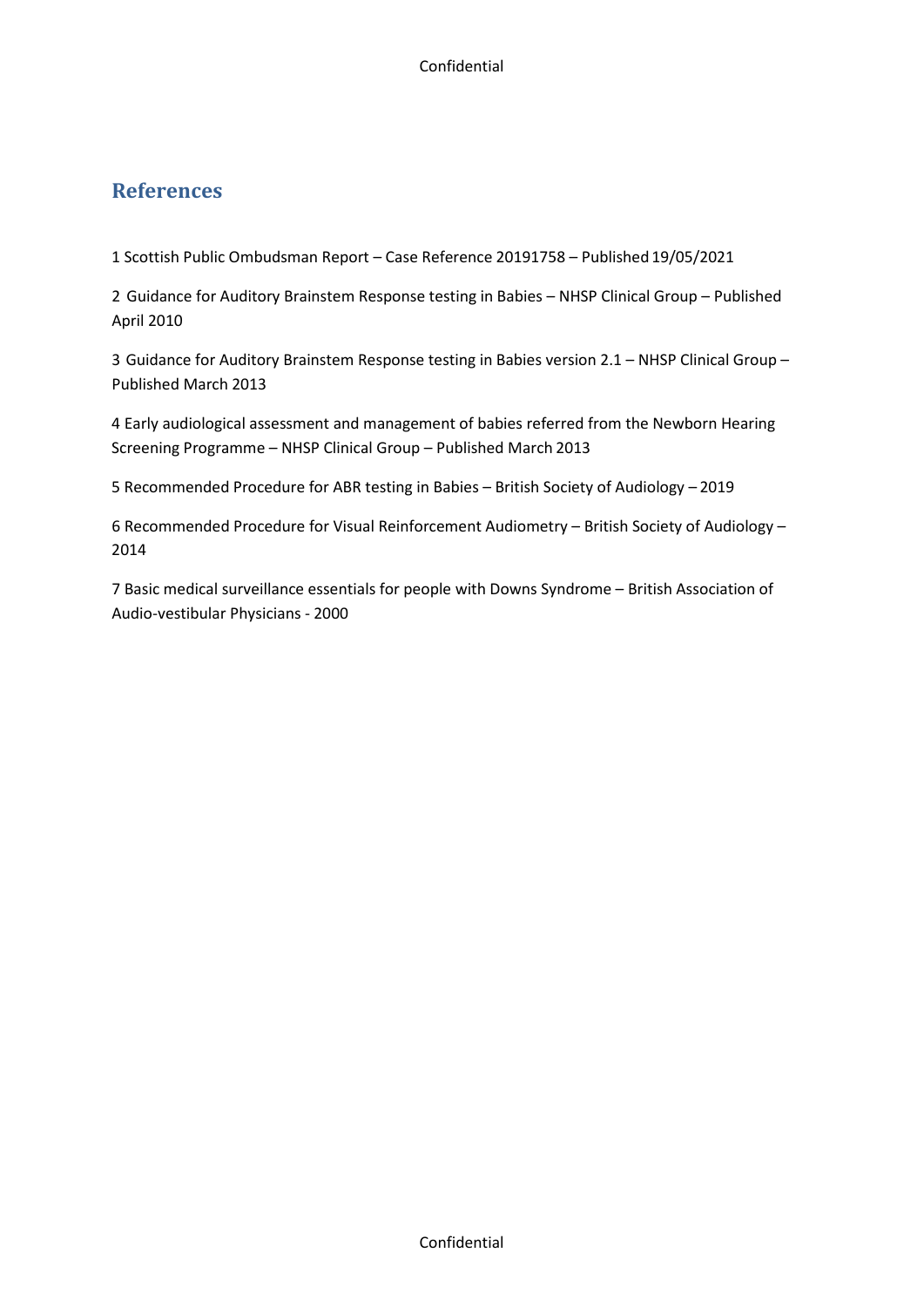## References

1 Scottish Public Ombudsman Report – Case Reference 20191758 – Published 19/05/2021

2 Guidance for Auditory Brainstem Response testing in Babies – NHSP Clinical Group – Published April 2010

3 Guidance for Auditory Brainstem Response testing in Babies version 2.1 – NHSP Clinical Group – Published March 2013

4 Early audiological assessment and management of babies referred from the Newborn Hearing Screening Programme – NHSP Clinical Group – Published March 2013

5 Recommended Procedure for ABR testing in Babies – British Society of Audiology – 2019

6 Recommended Procedure for Visual Reinforcement Audiometry – British Society of Audiology – 2014

7 Basic medical surveillance essentials for people with Downs Syndrome – British Association of Audio-vestibular Physicians - 2000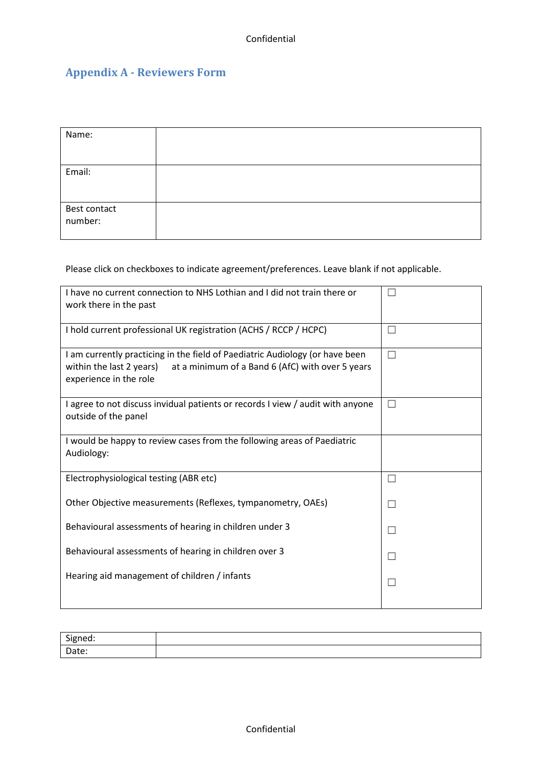## Appendix A - Reviewers Form

| Name: | |
|---|---|
| Email: | |
| Best contact number: | |

Please click on checkboxes to indicate agreement/preferences. Leave blank if not applicable.

| | |
|---|---|
| I have no current connection to NHS Lothian and I did not train there or work there in the past | ☐ |
| I hold current professional UK registration (ACHS / RCCP / HCPC) | ☐ |
| I am currently practicing in the field of Paediatric Audiology (or have been within the last 2 years) at a minimum of a Band 6 (AfC) with over 5 years experience in the role | ☐ |
| I agree to not discuss invidual patients or records I view / audit with anyone outside of the panel | ☐ |
| I would be happy to review cases from the following areas of Paediatric Audiology: | |
| Electrophysiological testing (ABR etc) | ☐ |
| Other Objective measurements (Reflexes, tympanometry, OAEs) | ☐ |
| Behavioural assessments of hearing in children under 3 | ☐ |
| Behavioural assessments of hearing in children over 3 | ☐ |
| Hearing aid management of children / infants | ☐ |

| Signed: | |
|---|---|
| Date: | |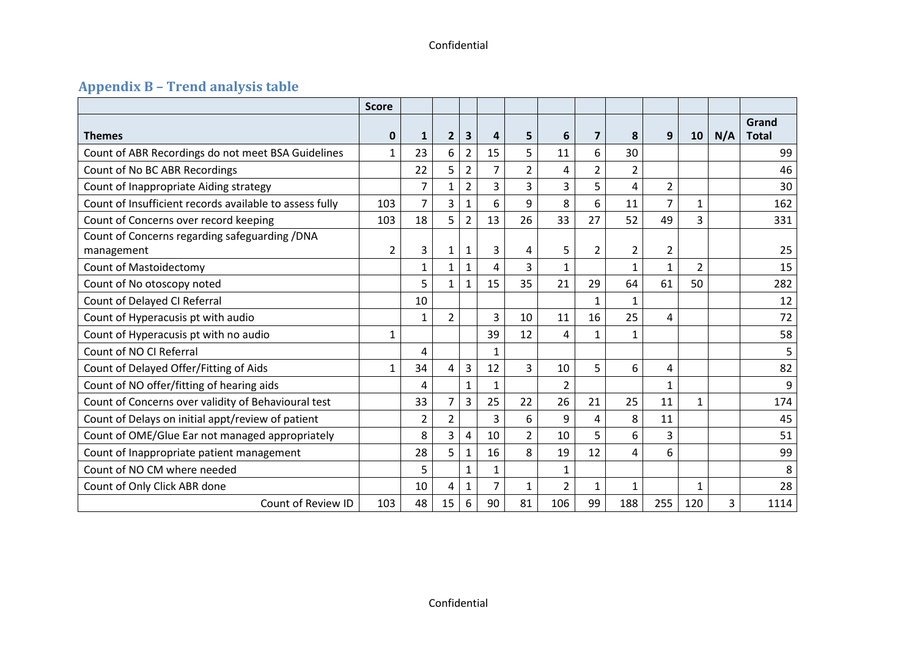## Appendix B – Trend analysis table

| Themes | Score 0 | 1 | 2 | 3 | 4 | 5 | 6 | 7 | 8 | 9 | 10 | N/A | Grand Total |
|---|---|---|---|---|---|---|---|---|---|---|---|---|---|
| Count of ABR Recordings do not meet BSA Guidelines | 1 | 23 | 6 | 2 | 15 | 5 | 11 | 6 | 30 | | | | 99 |
| Count of No BC ABR Recordings | | 22 | 5 | 2 | 7 | 2 | 4 | 2 | 2 | | | | 46 |
| Count of Inappropriate Aiding strategy | | 7 | 1 | 2 | 3 | 3 | 3 | 5 | 4 | 2 | | | 30 |
| Count of Insufficient records available to assess fully | 103 | 7 | 3 | 1 | 6 | 9 | 8 | 6 | 11 | 7 | 1 | | 162 |
| Count of Concerns over record keeping | 103 | 18 | 5 | 2 | 13 | 26 | 33 | 27 | 52 | 49 | 3 | | 331 |
| Count of Concerns regarding safeguarding /DNA management | 2 | 3 | 1 | 1 | 3 | 4 | 5 | 2 | 2 | 2 | | | 25 |
| Count of Mastoidectomy | | 1 | 1 | 1 | 4 | 3 | 1 | | 1 | 1 | 2 | | 15 |
| Count of No otoscopy noted | | 5 | 1 | 1 | 15 | 35 | 21 | 29 | 64 | 61 | 50 | | 282 |
| Count of Delayed CI Referral | | 10 | | | | | | 1 | 1 | | | | 12 |
| Count of Hyperacusis pt with audio | | 1 | 2 | | 3 | 10 | 11 | 16 | 25 | 4 | | | 72 |
| Count of Hyperacusis pt with no audio | 1 | | | | 39 | 12 | 4 | 1 | 1 | | | | 58 |
| Count of NO CI Referral | | 4 | | | 1 | | | | | | | | 5 |
| Count of Delayed Offer/Fitting of Aids | 1 | 34 | 4 | 3 | 12 | 3 | 10 | 5 | 6 | 4 | | | 82 |
| Count of NO offer/fitting of hearing aids | | 4 | | 1 | 1 | | 2 | | | 1 | | | 9 |
| Count of Concerns over validity of Behavioural test | | 33 | 7 | 3 | 25 | 22 | 26 | 21 | 25 | 11 | 1 | | 174 |
| Count of Delays on initial appt/review of patient | | 2 | 2 | | 3 | 6 | 9 | 4 | 8 | 11 | | | 45 |
| Count of OME/Glue Ear not managed appropriately | | 8 | 3 | 4 | 10 | 2 | 10 | 5 | 6 | 3 | | | 51 |
| Count of Inappropriate patient management | | 28 | 5 | 1 | 16 | 8 | 19 | 12 | 4 | 6 | | | 99 |
| Count of NO CM where needed | | 5 | | 1 | 1 | | 1 | | | | | | 8 |
| Count of Only Click ABR done | | 10 | 4 | 1 | 7 | 1 | 2 | 1 | 1 | | 1 | | 28 |
| Count of Review ID | 103 | 48 | 15 | 6 | 90 | 81 | 106 | 99 | 188 | 255 | 120 | 3 | 1114 |